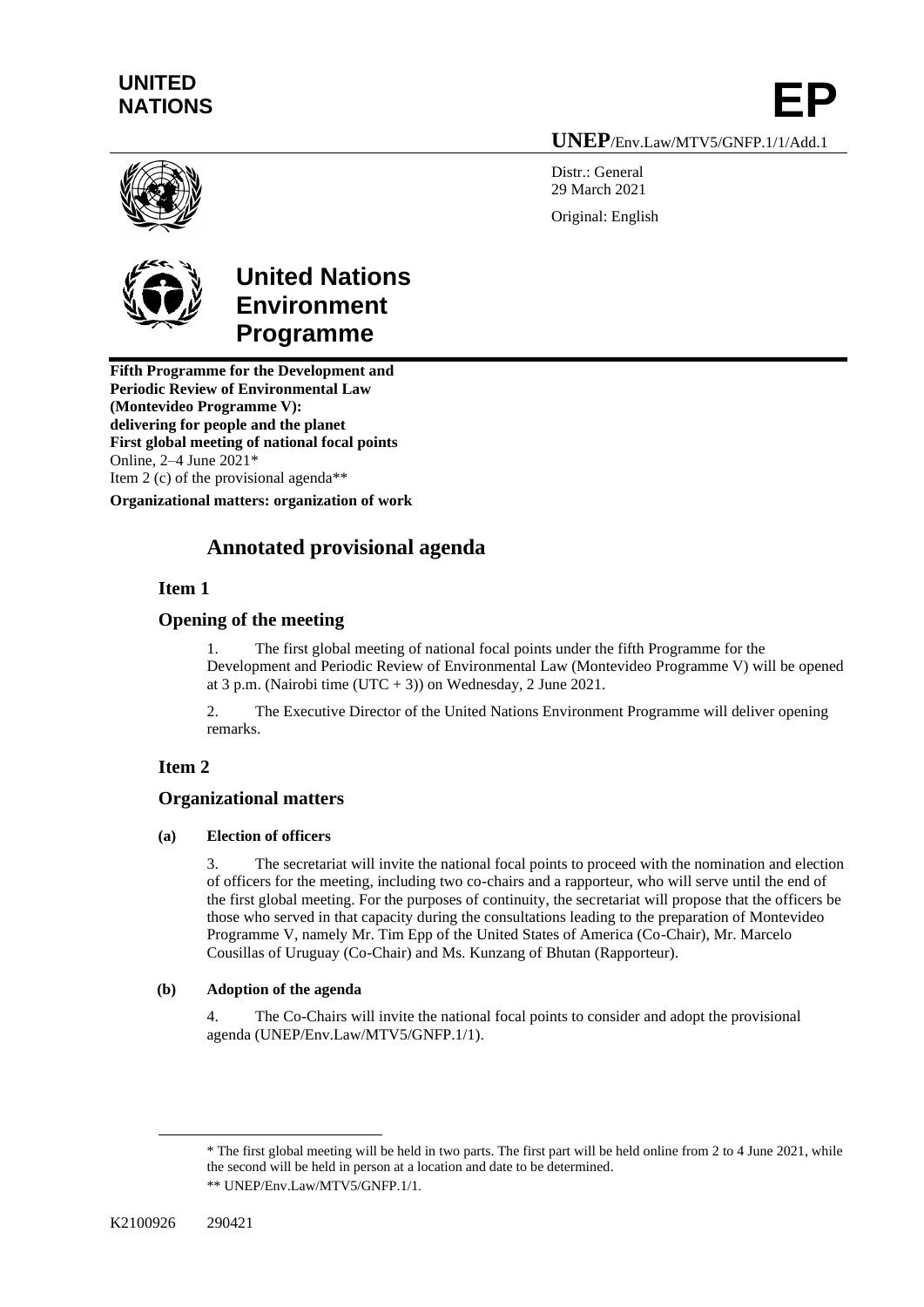**UNITED NATIONS**

# EP

**UNEP**/Env.Law/MTV5/GNFP.1/1/Add.1

Distr.: General
29 March 2021

Original: English

# United Nations Environment Programme

**Fifth Programme for the Development and Periodic Review of Environmental Law (Montevideo Programme V): delivering for people and the planet**
**First global meeting of national focal points**
Online, 2–4 June 2021*
Item 2 (c) of the provisional agenda**
**Organizational matters: organization of work**

## Annotated provisional agenda

### Item 1

### Opening of the meeting

1. The first global meeting of national focal points under the fifth Programme for the Development and Periodic Review of Environmental Law (Montevideo Programme V) will be opened at 3 p.m. (Nairobi time (UTC + 3)) on Wednesday, 2 June 2021.

2. The Executive Director of the United Nations Environment Programme will deliver opening remarks.

### Item 2

### Organizational matters

#### (a) Election of officers

3. The secretariat will invite the national focal points to proceed with the nomination and election of officers for the meeting, including two co-chairs and a rapporteur, who will serve until the end of the first global meeting. For the purposes of continuity, the secretariat will propose that the officers be those who served in that capacity during the consultations leading to the preparation of Montevideo Programme V, namely Mr. Tim Epp of the United States of America (Co-Chair), Mr. Marcelo Cousillas of Uruguay (Co-Chair) and Ms. Kunzang of Bhutan (Rapporteur).

#### (b) Adoption of the agenda

4. The Co-Chairs will invite the national focal points to consider and adopt the provisional agenda (UNEP/Env.Law/MTV5/GNFP.1/1).

---

* The first global meeting will be held in two parts. The first part will be held online from 2 to 4 June 2021, while the second will be held in person at a location and date to be determined.

** UNEP/Env.Law/MTV5/GNFP.1/1.

K2100926 290421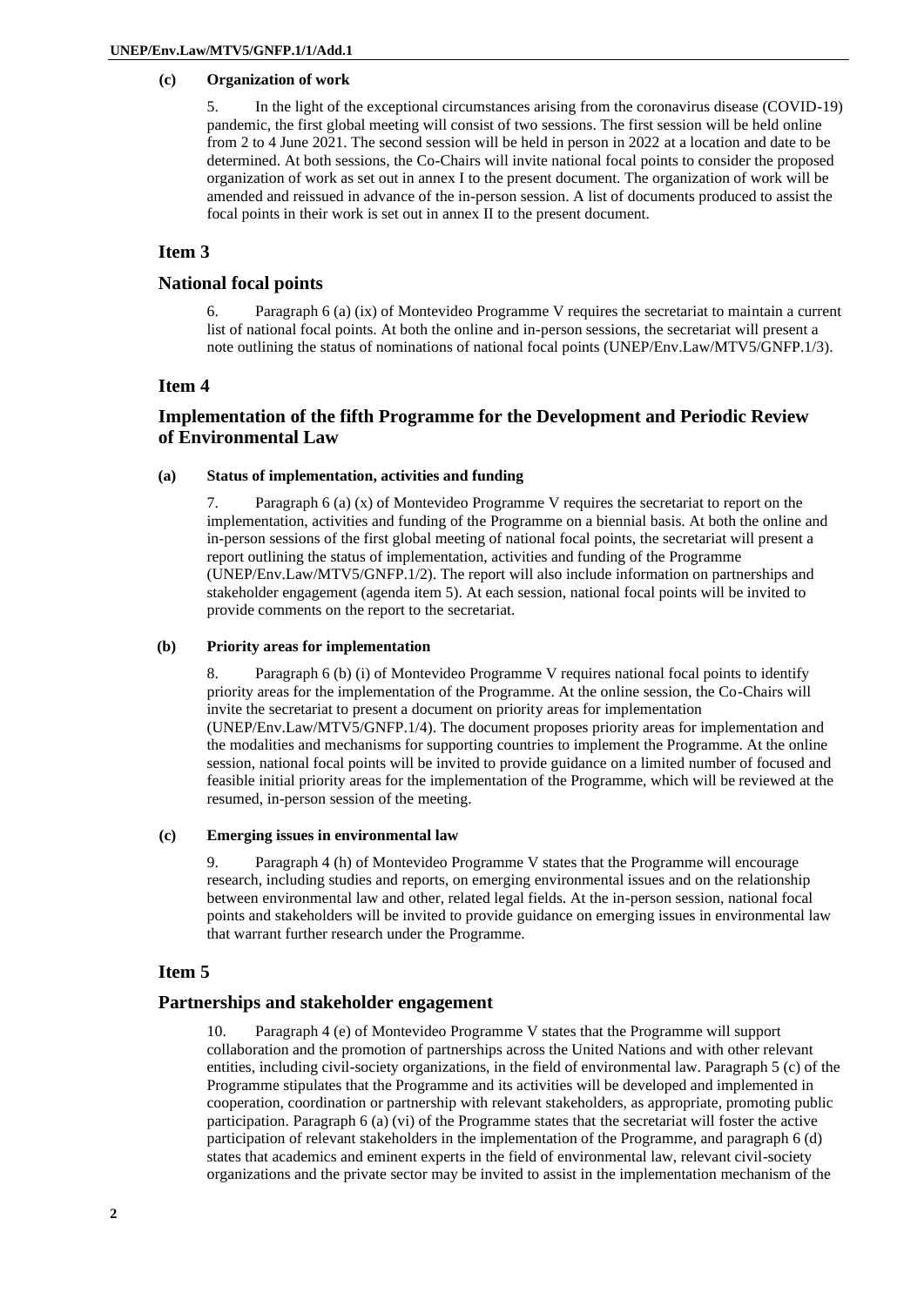#### (c) Organization of work

5. In the light of the exceptional circumstances arising from the coronavirus disease (COVID-19) pandemic, the first global meeting will consist of two sessions. The first session will be held online from 2 to 4 June 2021. The second session will be held in person in 2022 at a location and date to be determined. At both sessions, the Co-Chairs will invite national focal points to consider the proposed organization of work as set out in annex I to the present document. The organization of work will be amended and reissued in advance of the in-person session. A list of documents produced to assist the focal points in their work is set out in annex II to the present document.

## Item 3

## National focal points

6. Paragraph 6 (a) (ix) of Montevideo Programme V requires the secretariat to maintain a current list of national focal points. At both the online and in-person sessions, the secretariat will present a note outlining the status of nominations of national focal points (UNEP/Env.Law/MTV5/GNFP.1/3).

## Item 4

## Implementation of the fifth Programme for the Development and Periodic Review of Environmental Law

#### (a) Status of implementation, activities and funding

7. Paragraph 6 (a) (x) of Montevideo Programme V requires the secretariat to report on the implementation, activities and funding of the Programme on a biennial basis. At both the online and in-person sessions of the first global meeting of national focal points, the secretariat will present a report outlining the status of implementation, activities and funding of the Programme (UNEP/Env.Law/MTV5/GNFP.1/2). The report will also include information on partnerships and stakeholder engagement (agenda item 5). At each session, national focal points will be invited to provide comments on the report to the secretariat.

#### (b) Priority areas for implementation

8. Paragraph 6 (b) (i) of Montevideo Programme V requires national focal points to identify priority areas for the implementation of the Programme. At the online session, the Co-Chairs will invite the secretariat to present a document on priority areas for implementation (UNEP/Env.Law/MTV5/GNFP.1/4). The document proposes priority areas for implementation and the modalities and mechanisms for supporting countries to implement the Programme. At the online session, national focal points will be invited to provide guidance on a limited number of focused and feasible initial priority areas for the implementation of the Programme, which will be reviewed at the resumed, in-person session of the meeting.

#### (c) Emerging issues in environmental law

9. Paragraph 4 (h) of Montevideo Programme V states that the Programme will encourage research, including studies and reports, on emerging environmental issues and on the relationship between environmental law and other, related legal fields. At the in-person session, national focal points and stakeholders will be invited to provide guidance on emerging issues in environmental law that warrant further research under the Programme.

## Item 5

## Partnerships and stakeholder engagement

10. Paragraph 4 (e) of Montevideo Programme V states that the Programme will support collaboration and the promotion of partnerships across the United Nations and with other relevant entities, including civil-society organizations, in the field of environmental law. Paragraph 5 (c) of the Programme stipulates that the Programme and its activities will be developed and implemented in cooperation, coordination or partnership with relevant stakeholders, as appropriate, promoting public participation. Paragraph 6 (a) (vi) of the Programme states that the secretariat will foster the active participation of relevant stakeholders in the implementation of the Programme, and paragraph 6 (d) states that academics and eminent experts in the field of environmental law, relevant civil-society organizations and the private sector may be invited to assist in the implementation mechanism of the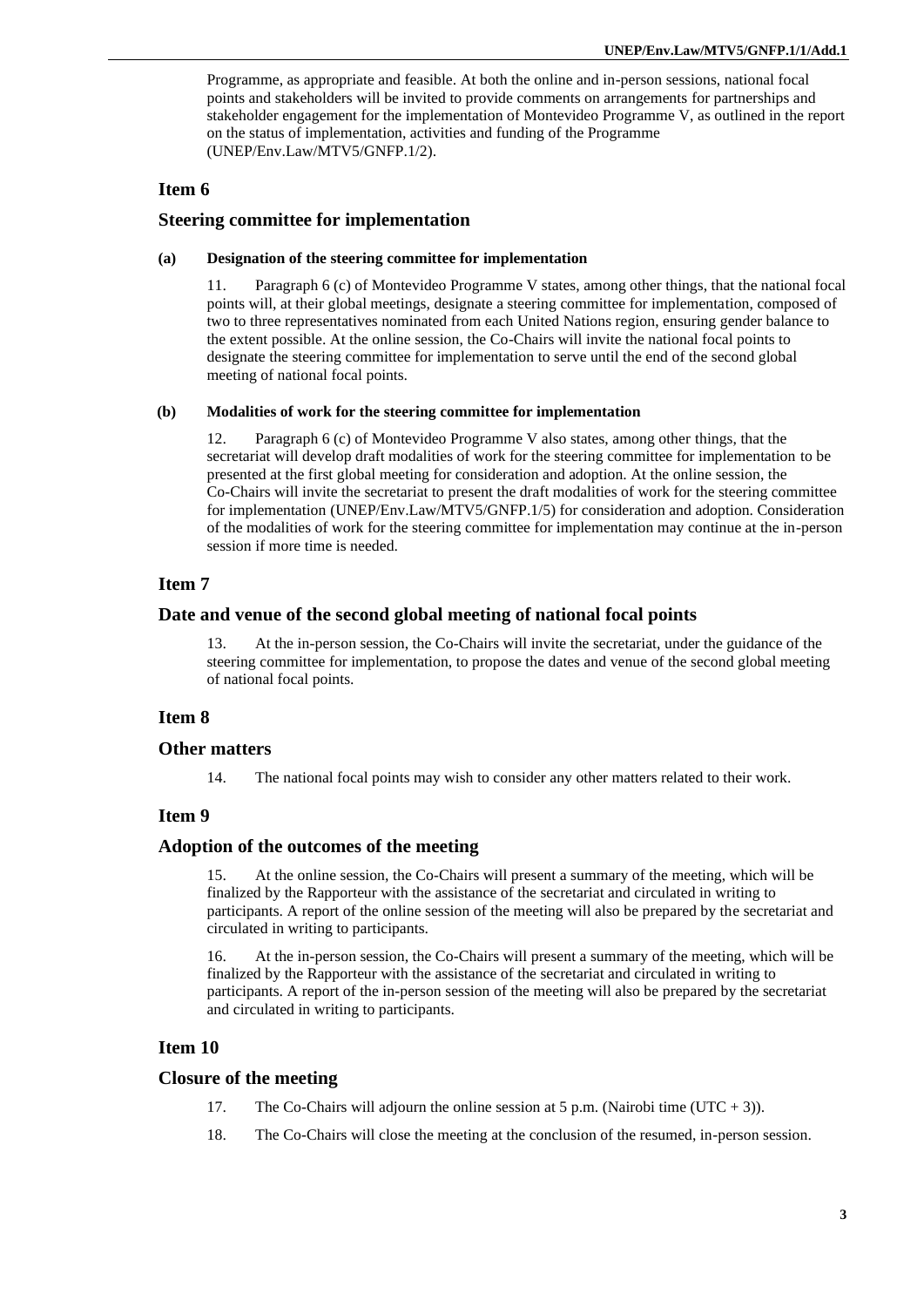Programme, as appropriate and feasible. At both the online and in-person sessions, national focal points and stakeholders will be invited to provide comments on arrangements for partnerships and stakeholder engagement for the implementation of Montevideo Programme V, as outlined in the report on the status of implementation, activities and funding of the Programme (UNEP/Env.Law/MTV5/GNFP.1/2).

## Item 6

## Steering committee for implementation

#### (a) Designation of the steering committee for implementation

11. Paragraph 6 (c) of Montevideo Programme V states, among other things, that the national focal points will, at their global meetings, designate a steering committee for implementation, composed of two to three representatives nominated from each United Nations region, ensuring gender balance to the extent possible. At the online session, the Co-Chairs will invite the national focal points to designate the steering committee for implementation to serve until the end of the second global meeting of national focal points.

#### (b) Modalities of work for the steering committee for implementation

12. Paragraph 6 (c) of Montevideo Programme V also states, among other things, that the secretariat will develop draft modalities of work for the steering committee for implementation to be presented at the first global meeting for consideration and adoption. At the online session, the Co-Chairs will invite the secretariat to present the draft modalities of work for the steering committee for implementation (UNEP/Env.Law/MTV5/GNFP.1/5) for consideration and adoption. Consideration of the modalities of work for the steering committee for implementation may continue at the in-person session if more time is needed.

## Item 7

## Date and venue of the second global meeting of national focal points

13. At the in-person session, the Co-Chairs will invite the secretariat, under the guidance of the steering committee for implementation, to propose the dates and venue of the second global meeting of national focal points.

## Item 8

## Other matters

14. The national focal points may wish to consider any other matters related to their work.

## Item 9

## Adoption of the outcomes of the meeting

15. At the online session, the Co-Chairs will present a summary of the meeting, which will be finalized by the Rapporteur with the assistance of the secretariat and circulated in writing to participants. A report of the online session of the meeting will also be prepared by the secretariat and circulated in writing to participants.

16. At the in-person session, the Co-Chairs will present a summary of the meeting, which will be finalized by the Rapporteur with the assistance of the secretariat and circulated in writing to participants. A report of the in-person session of the meeting will also be prepared by the secretariat and circulated in writing to participants.

## Item 10

## Closure of the meeting

17. The Co-Chairs will adjourn the online session at 5 p.m. (Nairobi time (UTC + 3)).

18. The Co-Chairs will close the meeting at the conclusion of the resumed, in-person session.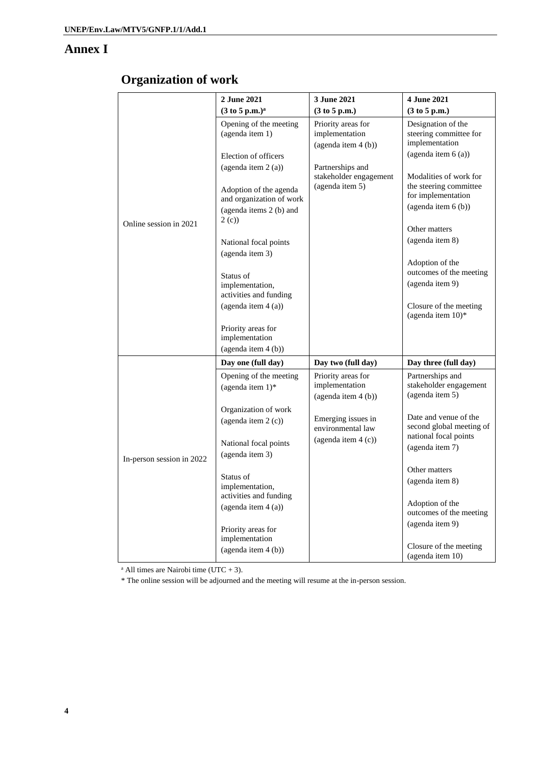# Annex I

## Organization of work

| | 2 June 2021 (3 to 5 p.m.)[a] | 3 June 2021 (3 to 5 p.m.) | 4 June 2021 (3 to 5 p.m.) |
|---|---|---|---|
| Online session in 2021 | Opening of the meeting (agenda item 1)<br><br>Election of officers (agenda item 2 (a))<br><br>Adoption of the agenda and organization of work (agenda items 2 (b) and 2 (c))<br><br>National focal points (agenda item 3)<br><br>Status of implementation, activities and funding (agenda item 4 (a))<br><br>Priority areas for implementation (agenda item 4 (b)) | Priority areas for implementation (agenda item 4 (b))<br><br>Partnerships and stakeholder engagement (agenda item 5) | Designation of the steering committee for implementation (agenda item 6 (a))<br><br>Modalities of work for the steering committee for implementation (agenda item 6 (b))<br><br>Other matters (agenda item 8)<br><br>Adoption of the outcomes of the meeting (agenda item 9)<br><br>Closure of the meeting (agenda item 10)* |
| | **Day one (full day)** | **Day two (full day)** | **Day three (full day)** |
| In-person session in 2022 | Opening of the meeting (agenda item 1)*<br><br>Organization of work (agenda item 2 (c))<br><br>National focal points (agenda item 3)<br><br>Status of implementation, activities and funding (agenda item 4 (a))<br><br>Priority areas for implementation (agenda item 4 (b)) | Priority areas for implementation (agenda item 4 (b))<br><br>Emerging issues in environmental law (agenda item 4 (c)) | Partnerships and stakeholder engagement (agenda item 5)<br><br>Date and venue of the second global meeting of national focal points (agenda item 7)<br><br>Other matters (agenda item 8)<br><br>Adoption of the outcomes of the meeting (agenda item 9)<br><br>Closure of the meeting (agenda item 10) |

[a] All times are Nairobi time (UTC + 3).

* The online session will be adjourned and the meeting will resume at the in-person session.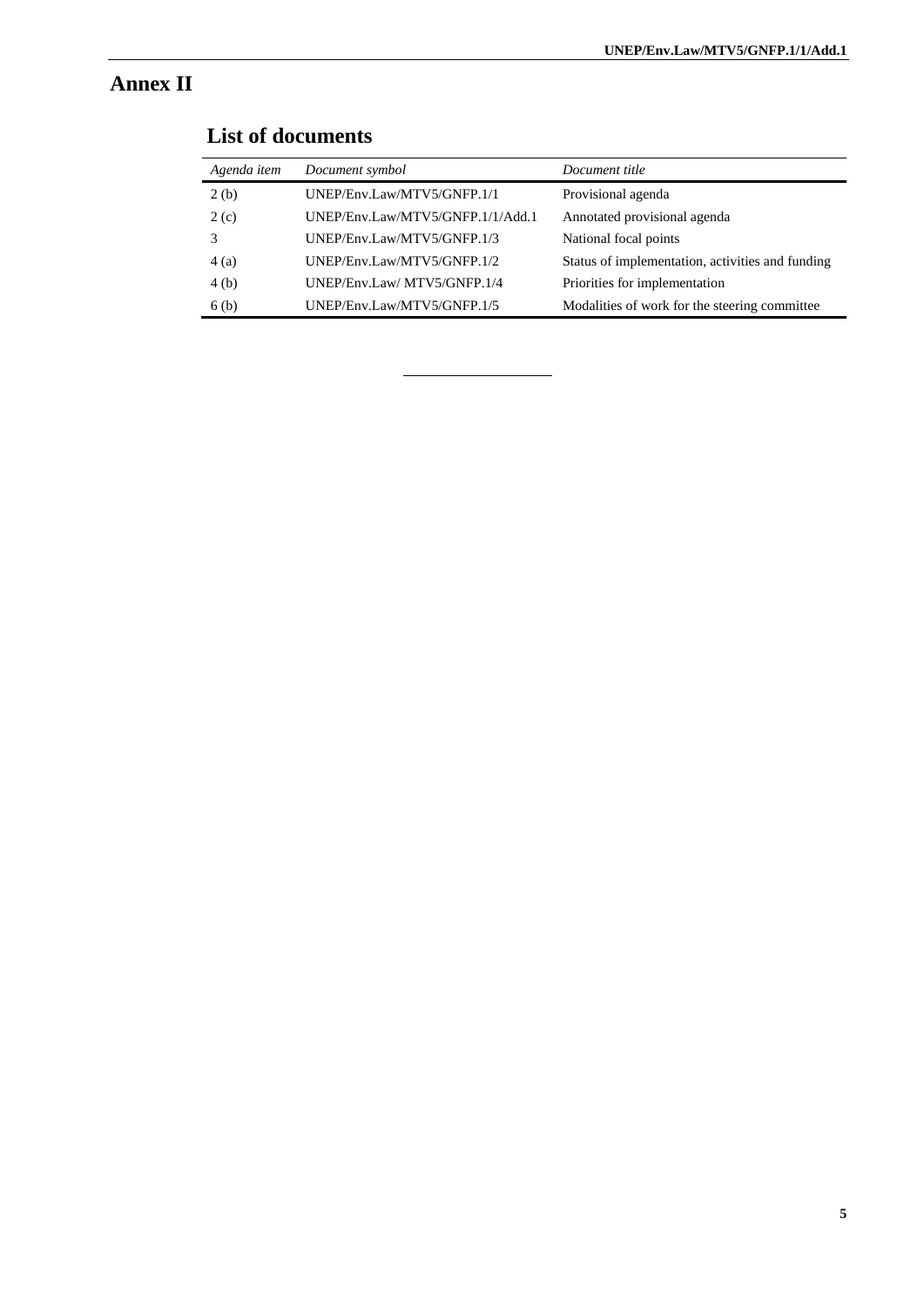# Annex II

## List of documents

| *Agenda item* | *Document symbol* | *Document title* |
|---|---|---|
| 2 (b) | UNEP/Env.Law/MTV5/GNFP.1/1 | Provisional agenda |
| 2 (c) | UNEP/Env.Law/MTV5/GNFP.1/1/Add.1 | Annotated provisional agenda |
| 3 | UNEP/Env.Law/MTV5/GNFP.1/3 | National focal points |
| 4 (a) | UNEP/Env.Law/MTV5/GNFP.1/2 | Status of implementation, activities and funding |
| 4 (b) | UNEP/Env.Law/ MTV5/GNFP.1/4 | Priorities for implementation |
| 6 (b) | UNEP/Env.Law/MTV5/GNFP.1/5 | Modalities of work for the steering committee |